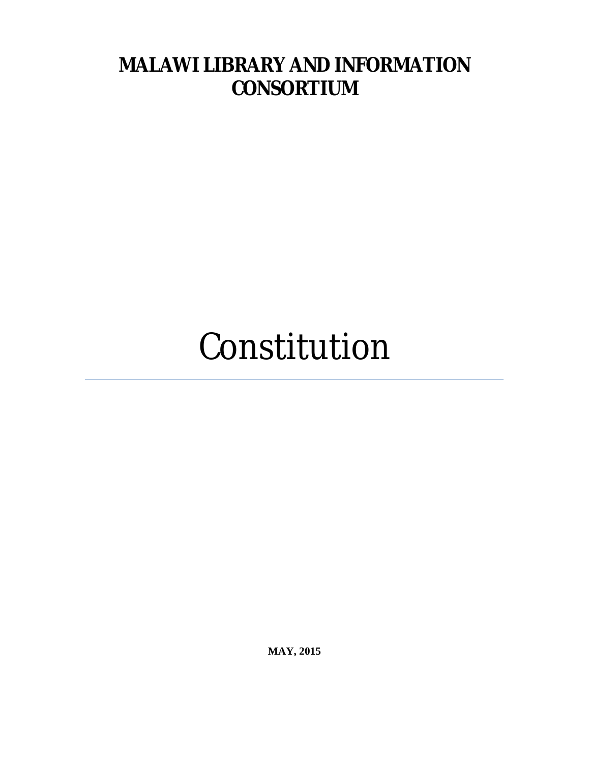# MALAWI LIBRARY AND INFORMATION CONSORTIUM

# Constitution

---

**MAY, 2015**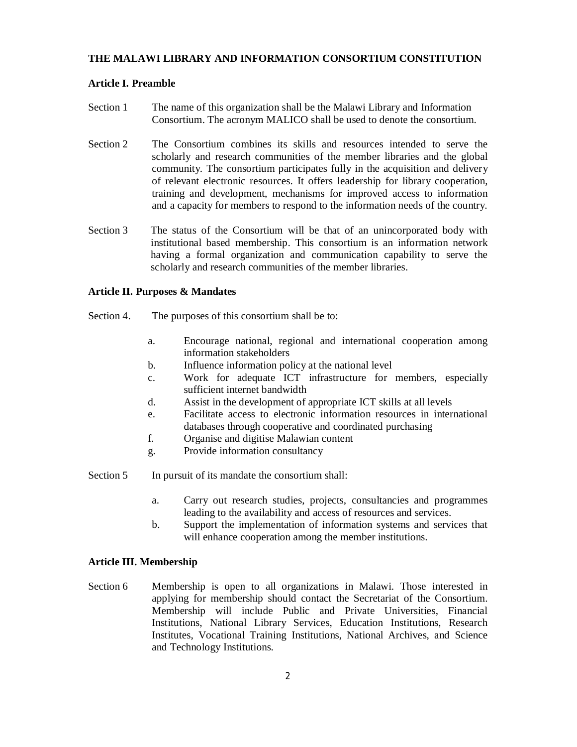# THE MALAWI LIBRARY AND INFORMATION CONSORTIUM CONSTITUTION

## Article I. Preamble

Section 1 The name of this organization shall be the Malawi Library and Information Consortium. The acronym MALICO shall be used to denote the consortium.

Section 2 The Consortium combines its skills and resources intended to serve the scholarly and research communities of the member libraries and the global community. The consortium participates fully in the acquisition and delivery of relevant electronic resources. It offers leadership for library cooperation, training and development, mechanisms for improved access to information and a capacity for members to respond to the information needs of the country.

Section 3 The status of the Consortium will be that of an unincorporated body with institutional based membership. This consortium is an information network having a formal organization and communication capability to serve the scholarly and research communities of the member libraries.

## Article II. Purposes & Mandates

Section 4. The purposes of this consortium shall be to:

a. Encourage national, regional and international cooperation among information stakeholders
b. Influence information policy at the national level
c. Work for adequate ICT infrastructure for members, especially sufficient internet bandwidth
d. Assist in the development of appropriate ICT skills at all levels
e. Facilitate access to electronic information resources in international databases through cooperative and coordinated purchasing
f. Organise and digitise Malawian content
g. Provide information consultancy

Section 5 In pursuit of its mandate the consortium shall:

a. Carry out research studies, projects, consultancies and programmes leading to the availability and access of resources and services.
b. Support the implementation of information systems and services that will enhance cooperation among the member institutions.

## Article III. Membership

Section 6 Membership is open to all organizations in Malawi. Those interested in applying for membership should contact the Secretariat of the Consortium. Membership will include Public and Private Universities, Financial Institutions, National Library Services, Education Institutions, Research Institutes, Vocational Training Institutions, National Archives, and Science and Technology Institutions.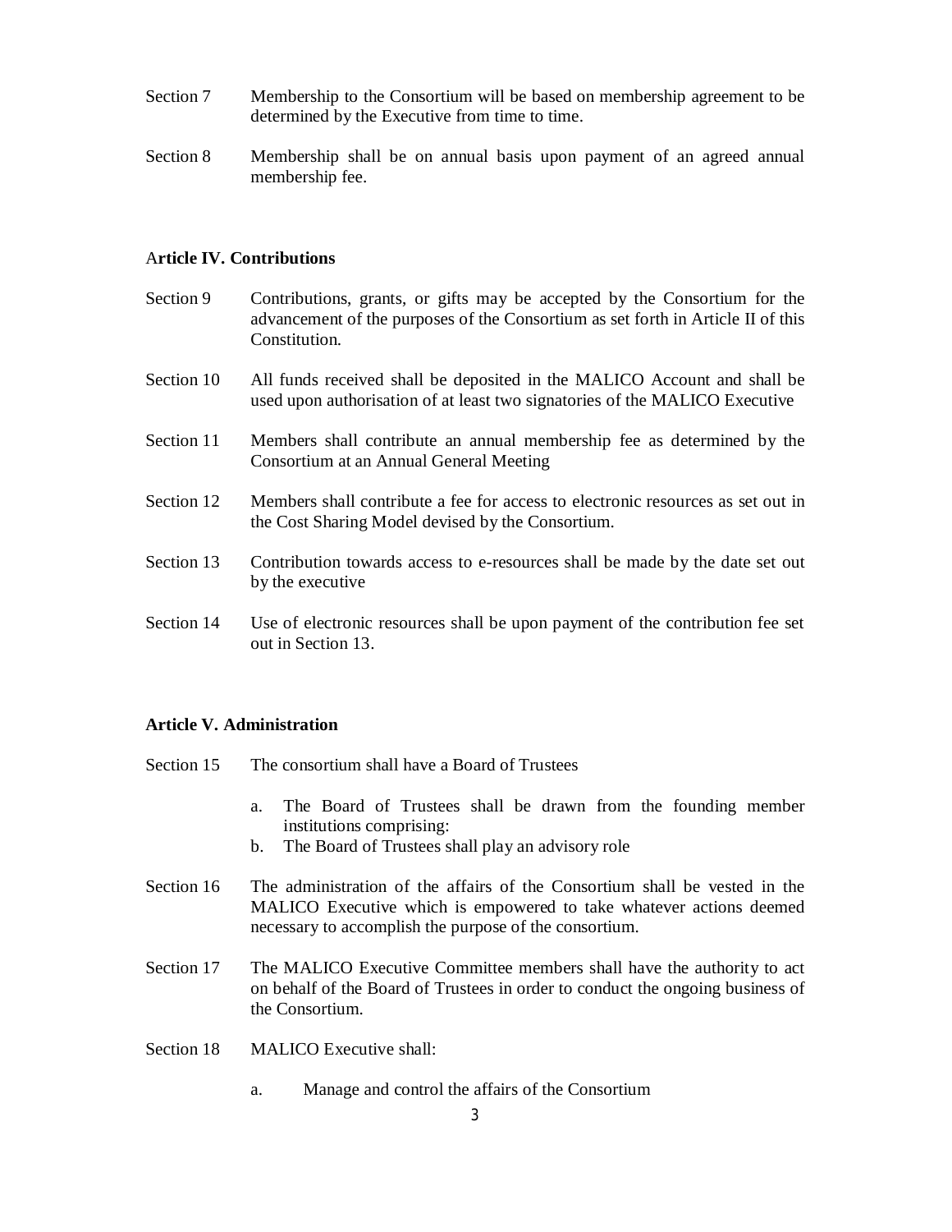Section 7 Membership to the Consortium will be based on membership agreement to be determined by the Executive from time to time.

Section 8 Membership shall be on annual basis upon payment of an agreed annual membership fee.

### Article IV. Contributions

Section 9 Contributions, grants, or gifts may be accepted by the Consortium for the advancement of the purposes of the Consortium as set forth in Article II of this Constitution.

Section 10 All funds received shall be deposited in the MALICO Account and shall be used upon authorisation of at least two signatories of the MALICO Executive

Section 11 Members shall contribute an annual membership fee as determined by the Consortium at an Annual General Meeting

Section 12 Members shall contribute a fee for access to electronic resources as set out in the Cost Sharing Model devised by the Consortium.

Section 13 Contribution towards access to e-resources shall be made by the date set out by the executive

Section 14 Use of electronic resources shall be upon payment of the contribution fee set out in Section 13.

### Article V. Administration

Section 15 The consortium shall have a Board of Trustees

a. The Board of Trustees shall be drawn from the founding member institutions comprising:
b. The Board of Trustees shall play an advisory role

Section 16 The administration of the affairs of the Consortium shall be vested in the MALICO Executive which is empowered to take whatever actions deemed necessary to accomplish the purpose of the consortium.

Section 17 The MALICO Executive Committee members shall have the authority to act on behalf of the Board of Trustees in order to conduct the ongoing business of the Consortium.

Section 18 MALICO Executive shall:

a. Manage and control the affairs of the Consortium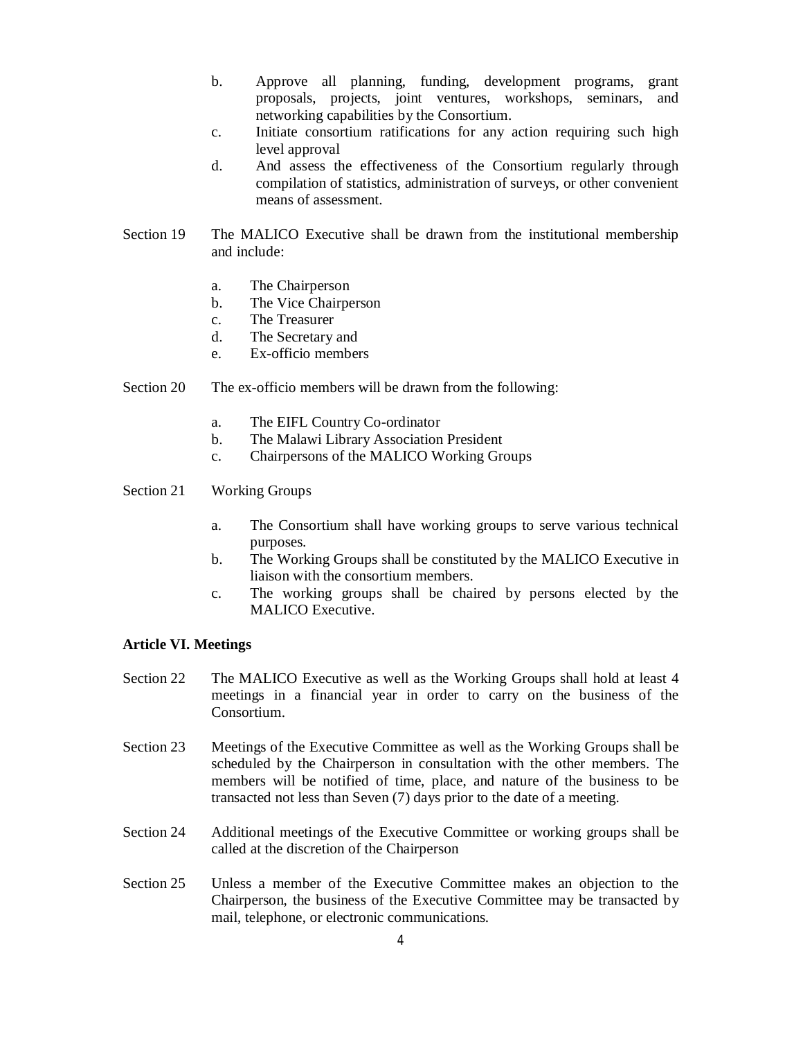b. Approve all planning, funding, development programs, grant proposals, projects, joint ventures, workshops, seminars, and networking capabilities by the Consortium.

c. Initiate consortium ratifications for any action requiring such high level approval

d. And assess the effectiveness of the Consortium regularly through compilation of statistics, administration of surveys, or other convenient means of assessment.

Section 19 The MALICO Executive shall be drawn from the institutional membership and include:

a. The Chairperson
b. The Vice Chairperson
c. The Treasurer
d. The Secretary and
e. Ex-officio members

Section 20 The ex-officio members will be drawn from the following:

a. The EIFL Country Co-ordinator
b. The Malawi Library Association President
c. Chairpersons of the MALICO Working Groups

Section 21 Working Groups

a. The Consortium shall have working groups to serve various technical purposes.
b. The Working Groups shall be constituted by the MALICO Executive in liaison with the consortium members.
c. The working groups shall be chaired by persons elected by the MALICO Executive.

**Article VI. Meetings**

Section 22 The MALICO Executive as well as the Working Groups shall hold at least 4 meetings in a financial year in order to carry on the business of the Consortium.

Section 23 Meetings of the Executive Committee as well as the Working Groups shall be scheduled by the Chairperson in consultation with the other members. The members will be notified of time, place, and nature of the business to be transacted not less than Seven (7) days prior to the date of a meeting.

Section 24 Additional meetings of the Executive Committee or working groups shall be called at the discretion of the Chairperson

Section 25 Unless a member of the Executive Committee makes an objection to the Chairperson, the business of the Executive Committee may be transacted by mail, telephone, or electronic communications.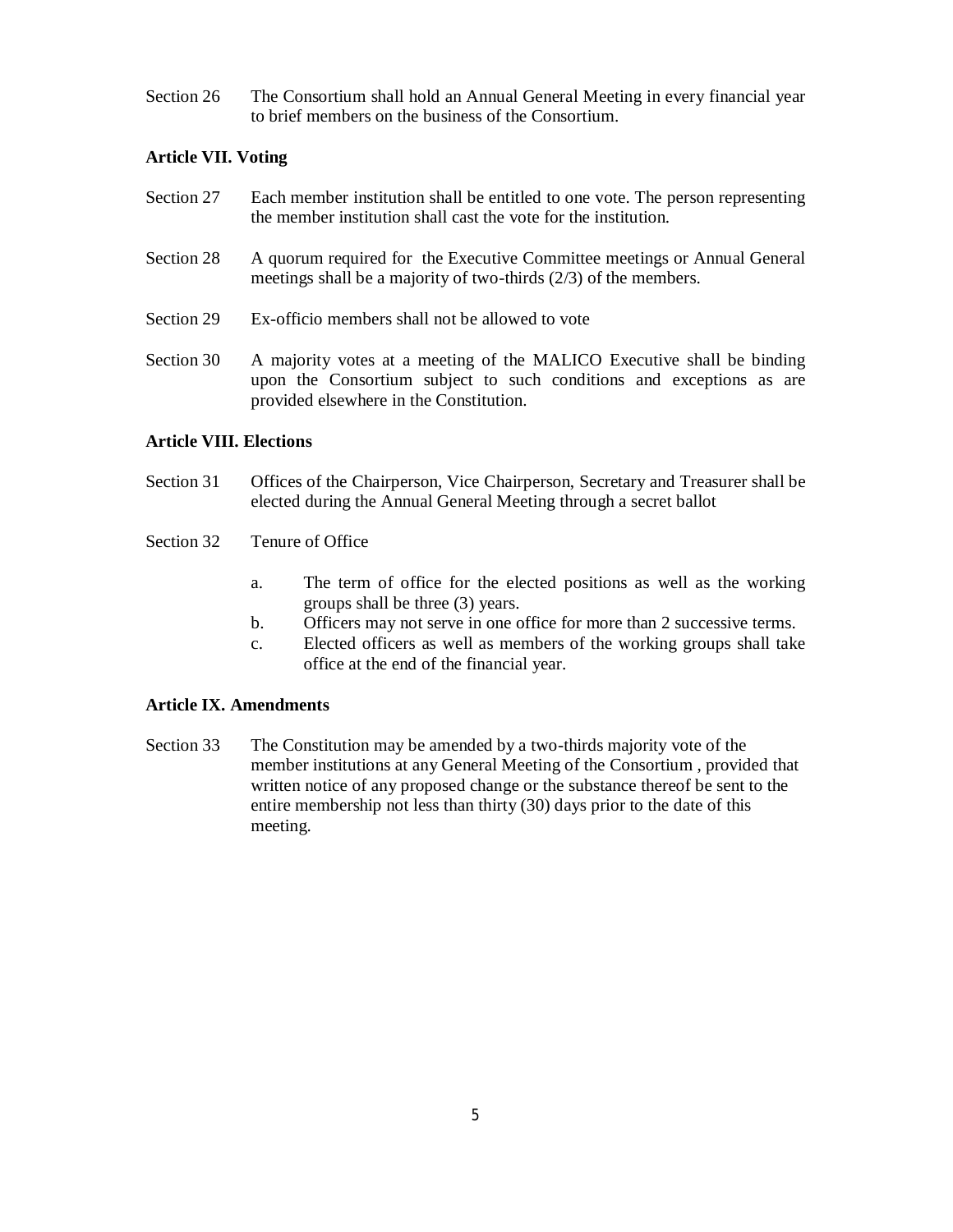Section 26 The Consortium shall hold an Annual General Meeting in every financial year to brief members on the business of the Consortium.

**Article VII. Voting**

Section 27 Each member institution shall be entitled to one vote. The person representing the member institution shall cast the vote for the institution.

Section 28 A quorum required for the Executive Committee meetings or Annual General meetings shall be a majority of two-thirds (2/3) of the members.

Section 29 Ex-officio members shall not be allowed to vote

Section 30 A majority votes at a meeting of the MALICO Executive shall be binding upon the Consortium subject to such conditions and exceptions as are provided elsewhere in the Constitution.

**Article VIII. Elections**

Section 31 Offices of the Chairperson, Vice Chairperson, Secretary and Treasurer shall be elected during the Annual General Meeting through a secret ballot

Section 32 Tenure of Office

a. The term of office for the elected positions as well as the working groups shall be three (3) years.
b. Officers may not serve in one office for more than 2 successive terms.
c. Elected officers as well as members of the working groups shall take office at the end of the financial year.

**Article IX. Amendments**

Section 33 The Constitution may be amended by a two-thirds majority vote of the member institutions at any General Meeting of the Consortium , provided that written notice of any proposed change or the substance thereof be sent to the entire membership not less than thirty (30) days prior to the date of this meeting.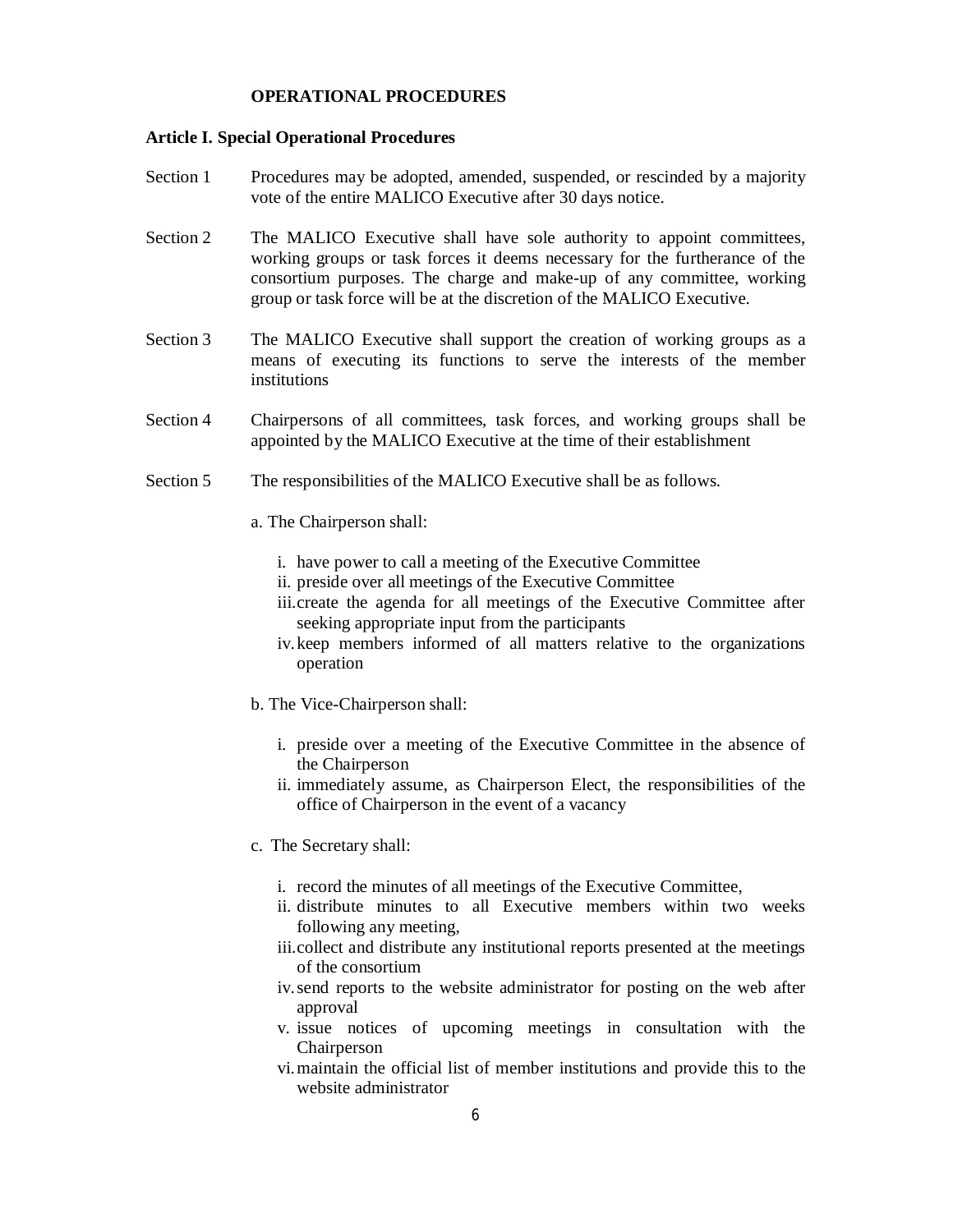## OPERATIONAL PROCEDURES

### Article I. Special Operational Procedures

Section 1 Procedures may be adopted, amended, suspended, or rescinded by a majority vote of the entire MALICO Executive after 30 days notice.

Section 2 The MALICO Executive shall have sole authority to appoint committees, working groups or task forces it deems necessary for the furtherance of the consortium purposes. The charge and make-up of any committee, working group or task force will be at the discretion of the MALICO Executive.

Section 3 The MALICO Executive shall support the creation of working groups as a means of executing its functions to serve the interests of the member institutions

Section 4 Chairpersons of all committees, task forces, and working groups shall be appointed by the MALICO Executive at the time of their establishment

Section 5 The responsibilities of the MALICO Executive shall be as follows.

a. The Chairperson shall:

- i. have power to call a meeting of the Executive Committee
- ii. preside over all meetings of the Executive Committee
- iii. create the agenda for all meetings of the Executive Committee after seeking appropriate input from the participants
- iv. keep members informed of all matters relative to the organizations operation

b. The Vice-Chairperson shall:

- i. preside over a meeting of the Executive Committee in the absence of the Chairperson
- ii. immediately assume, as Chairperson Elect, the responsibilities of the office of Chairperson in the event of a vacancy

c. The Secretary shall:

- i. record the minutes of all meetings of the Executive Committee,
- ii. distribute minutes to all Executive members within two weeks following any meeting,
- iii. collect and distribute any institutional reports presented at the meetings of the consortium
- iv. send reports to the website administrator for posting on the web after approval
- v. issue notices of upcoming meetings in consultation with the Chairperson
- vi. maintain the official list of member institutions and provide this to the website administrator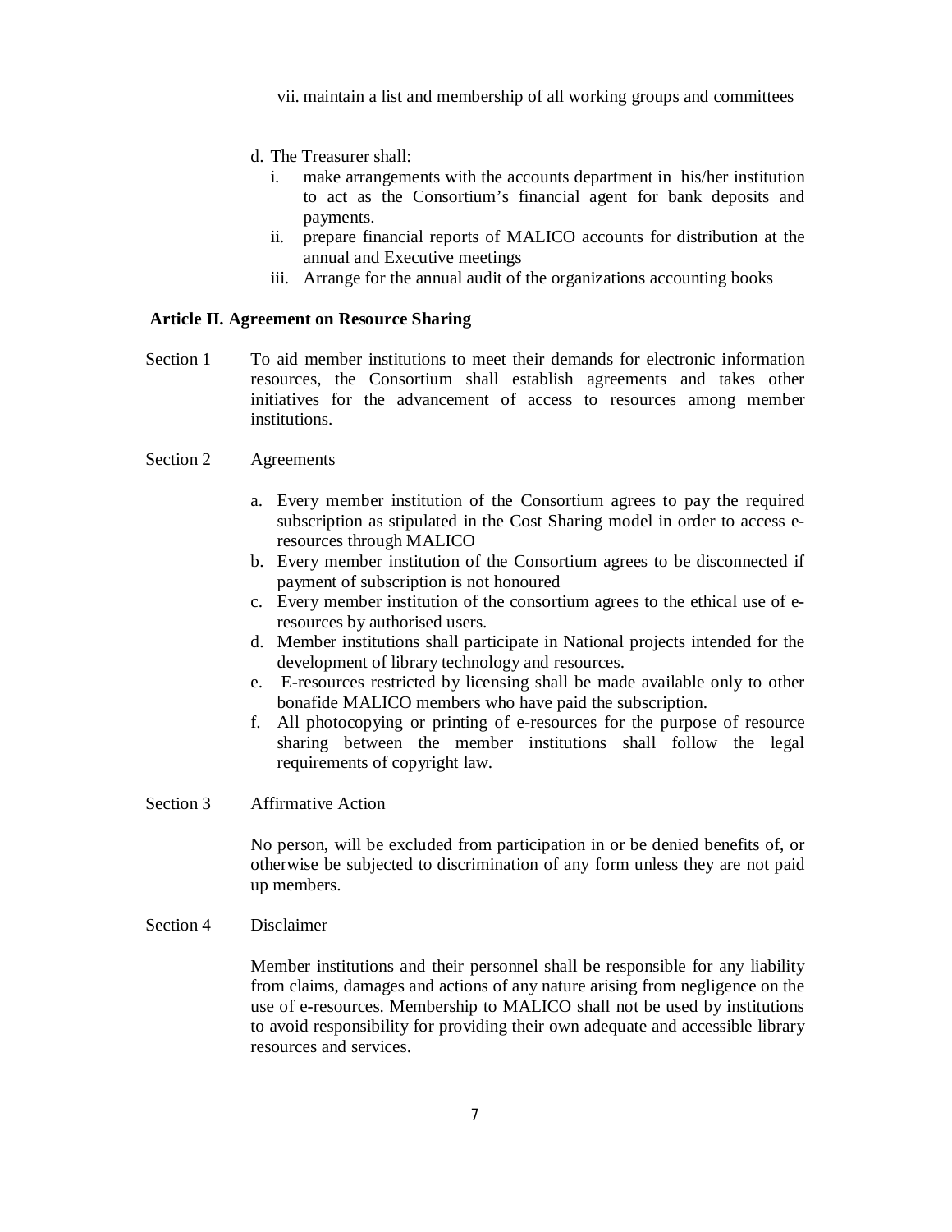vii. maintain a list and membership of all working groups and committees

d. The Treasurer shall:
   i. make arrangements with the accounts department in his/her institution to act as the Consortium's financial agent for bank deposits and payments.
   ii. prepare financial reports of MALICO accounts for distribution at the annual and Executive meetings
   iii. Arrange for the annual audit of the organizations accounting books

**Article II. Agreement on Resource Sharing**

Section 1 To aid member institutions to meet their demands for electronic information resources, the Consortium shall establish agreements and takes other initiatives for the advancement of access to resources among member institutions.

Section 2 Agreements

a. Every member institution of the Consortium agrees to pay the required subscription as stipulated in the Cost Sharing model in order to access e-resources through MALICO
b. Every member institution of the Consortium agrees to be disconnected if payment of subscription is not honoured
c. Every member institution of the consortium agrees to the ethical use of e-resources by authorised users.
d. Member institutions shall participate in National projects intended for the development of library technology and resources.
e. E-resources restricted by licensing shall be made available only to other bonafide MALICO members who have paid the subscription.
f. All photocopying or printing of e-resources for the purpose of resource sharing between the member institutions shall follow the legal requirements of copyright law.

Section 3 Affirmative Action

No person, will be excluded from participation in or be denied benefits of, or otherwise be subjected to discrimination of any form unless they are not paid up members.

Section 4 Disclaimer

Member institutions and their personnel shall be responsible for any liability from claims, damages and actions of any nature arising from negligence on the use of e-resources. Membership to MALICO shall not be used by institutions to avoid responsibility for providing their own adequate and accessible library resources and services.